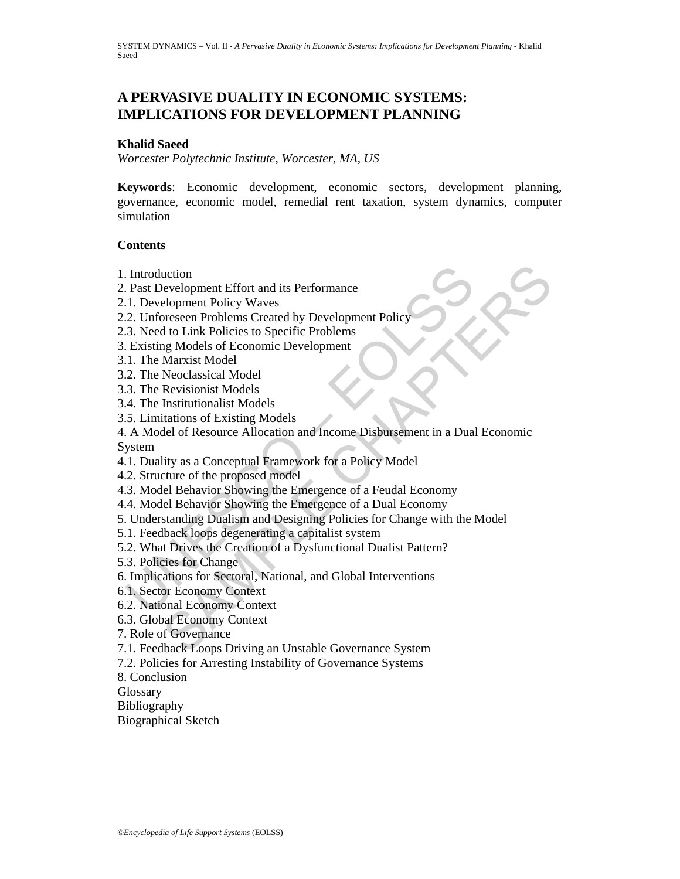# A PERVASIVE DUALITY IN ECONOMIC SYSTEMS: IMPLICATIONS FOR DEVELOPMENT PLANNING

**Khalid Saeed**

*Worcester Polytechnic Institute, Worcester, MA, US*

**Keywords**: Economic development, economic sectors, development planning, governance, economic model, remedial rent taxation, system dynamics, computer simulation

**Contents**

1. Introduction
2. Past Development Effort and its Performance
2.1. Development Policy Waves
2.2. Unforeseen Problems Created by Development Policy
2.3. Need to Link Policies to Specific Problems
3. Existing Models of Economic Development
3.1. The Marxist Model
3.2. The Neoclassical Model
3.3. The Revisionist Models
3.4. The Institutionalist Models
3.5. Limitations of Existing Models
4. A Model of Resource Allocation and Income Disbursement in a Dual Economic System
4.1. Duality as a Conceptual Framework for a Policy Model
4.2. Structure of the proposed model
4.3. Model Behavior Showing the Emergence of a Feudal Economy
4.4. Model Behavior Showing the Emergence of a Dual Economy
5. Understanding Dualism and Designing Policies for Change with the Model
5.1. Feedback loops degenerating a capitalist system
5.2. What Drives the Creation of a Dysfunctional Dualist Pattern?
5.3. Policies for Change
6. Implications for Sectoral, National, and Global Interventions
6.1. Sector Economy Context
6.2. National Economy Context
6.3. Global Economy Context
7. Role of Governance
7.1. Feedback Loops Driving an Unstable Governance System
7.2. Policies for Arresting Instability of Governance Systems
8. Conclusion

Glossary

Bibliography

Biographical Sketch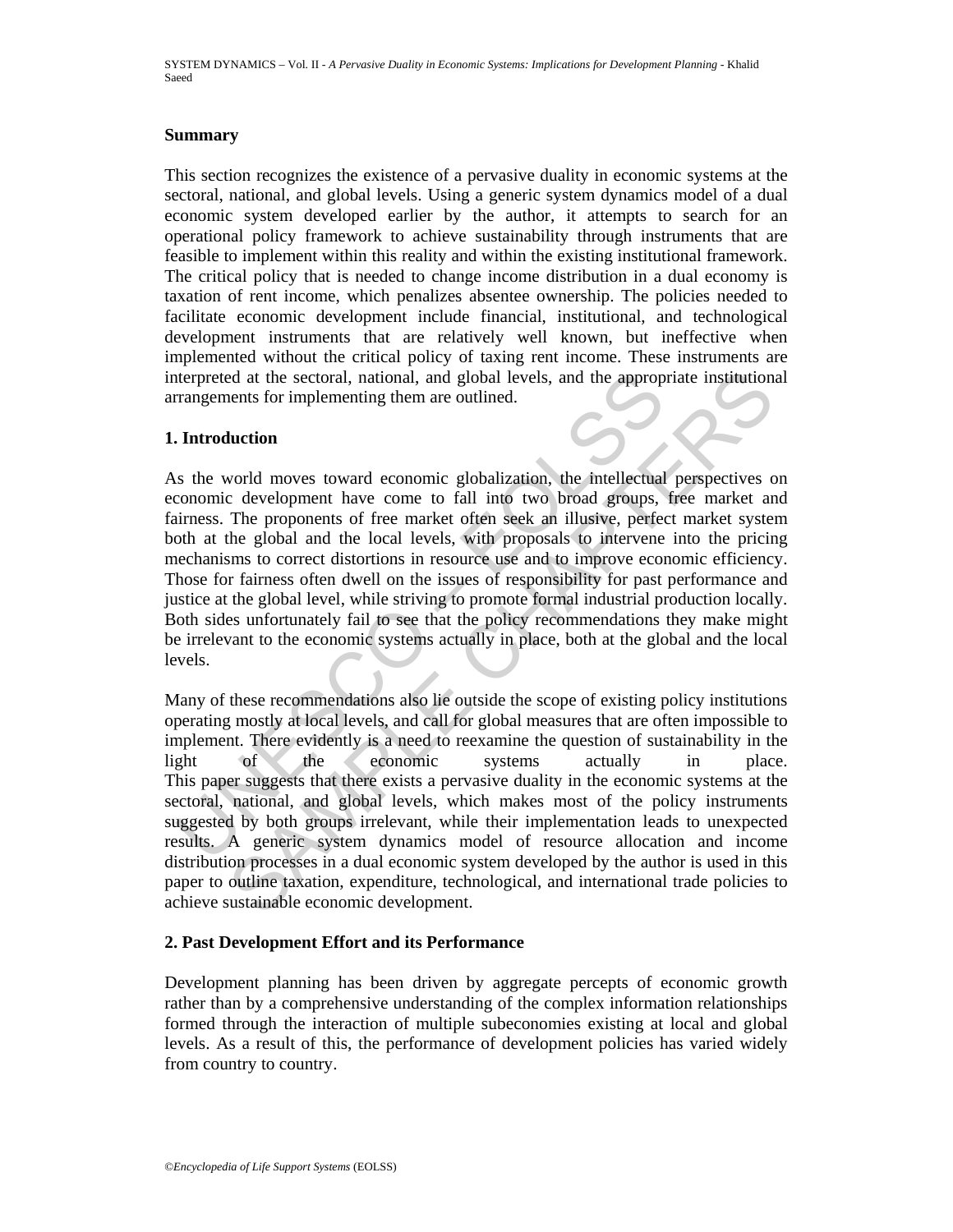## Summary

This section recognizes the existence of a pervasive duality in economic systems at the sectoral, national, and global levels. Using a generic system dynamics model of a dual economic system developed earlier by the author, it attempts to search for an operational policy framework to achieve sustainability through instruments that are feasible to implement within this reality and within the existing institutional framework. The critical policy that is needed to change income distribution in a dual economy is taxation of rent income, which penalizes absentee ownership. The policies needed to facilitate economic development include financial, institutional, and technological development instruments that are relatively well known, but ineffective when implemented without the critical policy of taxing rent income. These instruments are interpreted at the sectoral, national, and global levels, and the appropriate institutional arrangements for implementing them are outlined.

## 1. Introduction

As the world moves toward economic globalization, the intellectual perspectives on economic development have come to fall into two broad groups, free market and fairness. The proponents of free market often seek an illusive, perfect market system both at the global and the local levels, with proposals to intervene into the pricing mechanisms to correct distortions in resource use and to improve economic efficiency. Those for fairness often dwell on the issues of responsibility for past performance and justice at the global level, while striving to promote formal industrial production locally. Both sides unfortunately fail to see that the policy recommendations they make might be irrelevant to the economic systems actually in place, both at the global and the local levels.

Many of these recommendations also lie outside the scope of existing policy institutions operating mostly at local levels, and call for global measures that are often impossible to implement. There evidently is a need to reexamine the question of sustainability in the light of the economic systems actually in place.
This paper suggests that there exists a pervasive duality in the economic systems at the sectoral, national, and global levels, which makes most of the policy instruments suggested by both groups irrelevant, while their implementation leads to unexpected results. A generic system dynamics model of resource allocation and income distribution processes in a dual economic system developed by the author is used in this paper to outline taxation, expenditure, technological, and international trade policies to achieve sustainable economic development.

## 2. Past Development Effort and its Performance

Development planning has been driven by aggregate percepts of economic growth rather than by a comprehensive understanding of the complex information relationships formed through the interaction of multiple subeconomies existing at local and global levels. As a result of this, the performance of development policies has varied widely from country to country.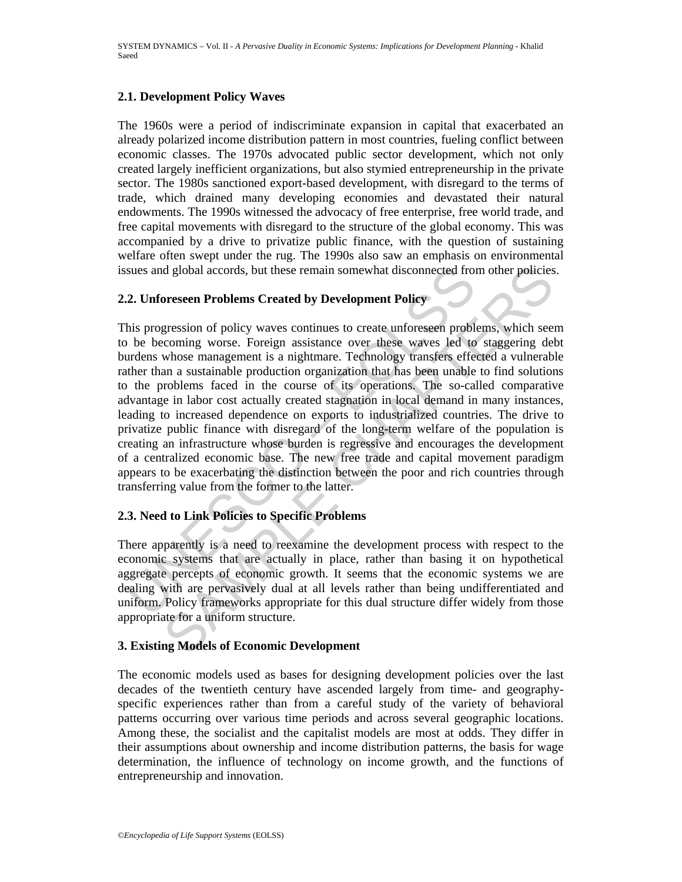### 2.1. Development Policy Waves

The 1960s were a period of indiscriminate expansion in capital that exacerbated an already polarized income distribution pattern in most countries, fueling conflict between economic classes. The 1970s advocated public sector development, which not only created largely inefficient organizations, but also stymied entrepreneurship in the private sector. The 1980s sanctioned export-based development, with disregard to the terms of trade, which drained many developing economies and devastated their natural endowments. The 1990s witnessed the advocacy of free enterprise, free world trade, and free capital movements with disregard to the structure of the global economy. This was accompanied by a drive to privatize public finance, with the question of sustaining welfare often swept under the rug. The 1990s also saw an emphasis on environmental issues and global accords, but these remain somewhat disconnected from other policies.

### 2.2. Unforeseen Problems Created by Development Policy

This progression of policy waves continues to create unforeseen problems, which seem to be becoming worse. Foreign assistance over these waves led to staggering debt burdens whose management is a nightmare. Technology transfers effected a vulnerable rather than a sustainable production organization that has been unable to find solutions to the problems faced in the course of its operations. The so-called comparative advantage in labor cost actually created stagnation in local demand in many instances, leading to increased dependence on exports to industrialized countries. The drive to privatize public finance with disregard of the long-term welfare of the population is creating an infrastructure whose burden is regressive and encourages the development of a centralized economic base. The new free trade and capital movement paradigm appears to be exacerbating the distinction between the poor and rich countries through transferring value from the former to the latter.

### 2.3. Need to Link Policies to Specific Problems

There apparently is a need to reexamine the development process with respect to the economic systems that are actually in place, rather than basing it on hypothetical aggregate percepts of economic growth. It seems that the economic systems we are dealing with are pervasively dual at all levels rather than being undifferentiated and uniform. Policy frameworks appropriate for this dual structure differ widely from those appropriate for a uniform structure.

## 3. Existing Models of Economic Development

The economic models used as bases for designing development policies over the last decades of the twentieth century have ascended largely from time- and geography-specific experiences rather than from a careful study of the variety of behavioral patterns occurring over various time periods and across several geographic locations. Among these, the socialist and the capitalist models are most at odds. They differ in their assumptions about ownership and income distribution patterns, the basis for wage determination, the influence of technology on income growth, and the functions of entrepreneurship and innovation.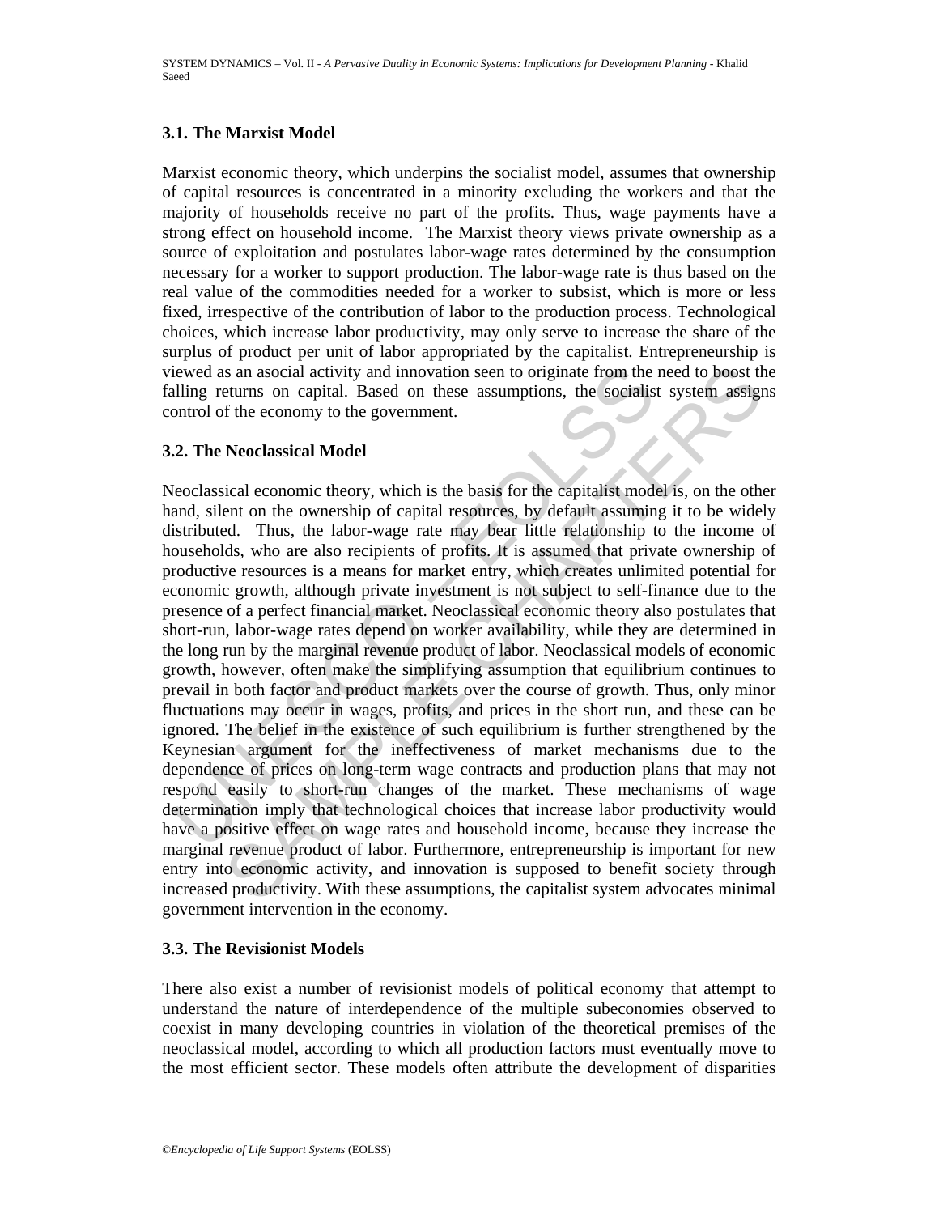### 3.1. The Marxist Model

Marxist economic theory, which underpins the socialist model, assumes that ownership of capital resources is concentrated in a minority excluding the workers and that the majority of households receive no part of the profits. Thus, wage payments have a strong effect on household income. The Marxist theory views private ownership as a source of exploitation and postulates labor-wage rates determined by the consumption necessary for a worker to support production. The labor-wage rate is thus based on the real value of the commodities needed for a worker to subsist, which is more or less fixed, irrespective of the contribution of labor to the production process. Technological choices, which increase labor productivity, may only serve to increase the share of the surplus of product per unit of labor appropriated by the capitalist. Entrepreneurship is viewed as an asocial activity and innovation seen to originate from the need to boost the falling returns on capital. Based on these assumptions, the socialist system assigns control of the economy to the government.

### 3.2. The Neoclassical Model

Neoclassical economic theory, which is the basis for the capitalist model is, on the other hand, silent on the ownership of capital resources, by default assuming it to be widely distributed. Thus, the labor-wage rate may bear little relationship to the income of households, who are also recipients of profits. It is assumed that private ownership of productive resources is a means for market entry, which creates unlimited potential for economic growth, although private investment is not subject to self-finance due to the presence of a perfect financial market. Neoclassical economic theory also postulates that short-run, labor-wage rates depend on worker availability, while they are determined in the long run by the marginal revenue product of labor. Neoclassical models of economic growth, however, often make the simplifying assumption that equilibrium continues to prevail in both factor and product markets over the course of growth. Thus, only minor fluctuations may occur in wages, profits, and prices in the short run, and these can be ignored. The belief in the existence of such equilibrium is further strengthened by the Keynesian argument for the ineffectiveness of market mechanisms due to the dependence of prices on long-term wage contracts and production plans that may not respond easily to short-run changes of the market. These mechanisms of wage determination imply that technological choices that increase labor productivity would have a positive effect on wage rates and household income, because they increase the marginal revenue product of labor. Furthermore, entrepreneurship is important for new entry into economic activity, and innovation is supposed to benefit society through increased productivity. With these assumptions, the capitalist system advocates minimal government intervention in the economy.

### 3.3. The Revisionist Models

There also exist a number of revisionist models of political economy that attempt to understand the nature of interdependence of the multiple subeconomies observed to coexist in many developing countries in violation of the theoretical premises of the neoclassical model, according to which all production factors must eventually move to the most efficient sector. These models often attribute the development of disparities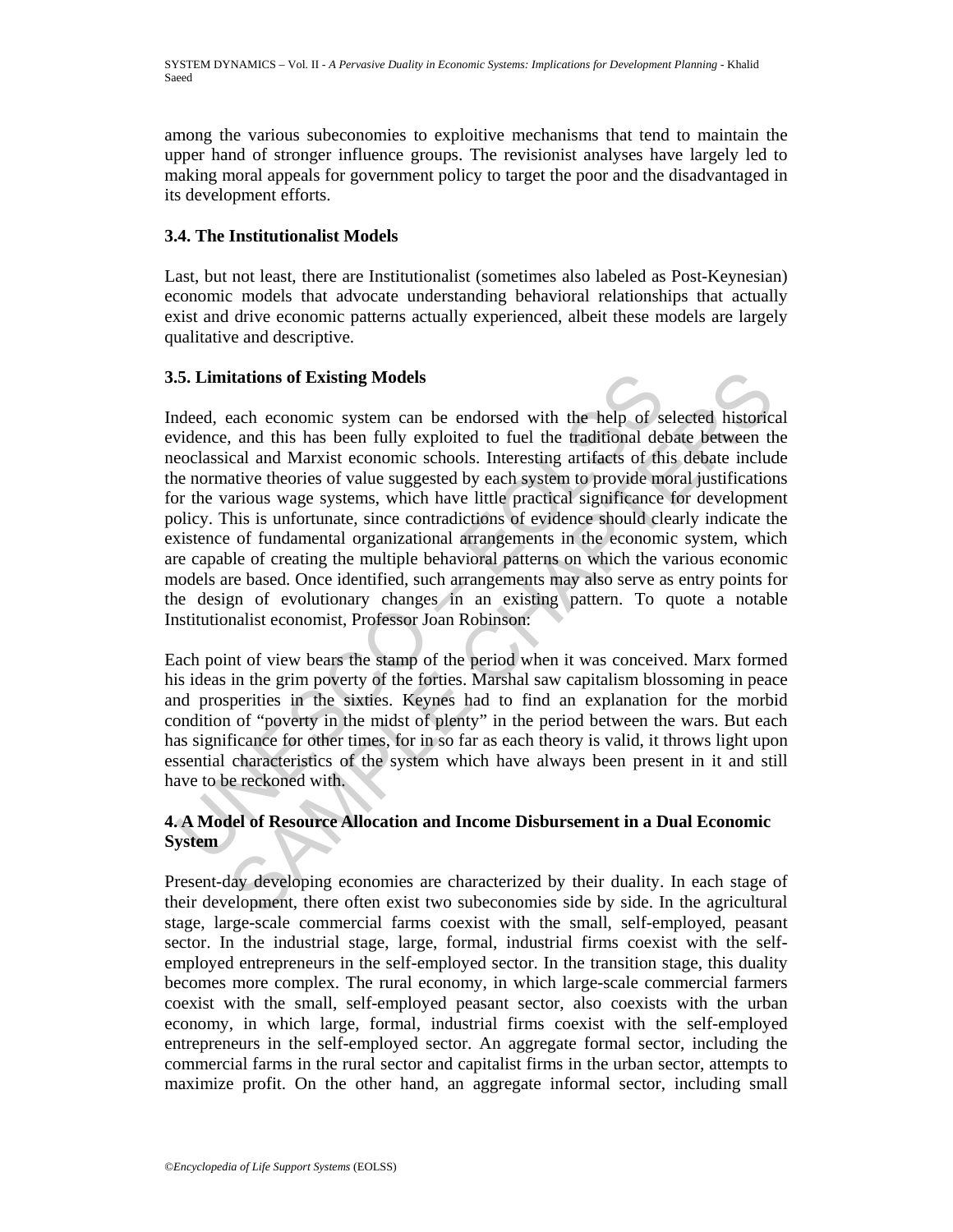among the various subeconomies to exploitive mechanisms that tend to maintain the upper hand of stronger influence groups. The revisionist analyses have largely led to making moral appeals for government policy to target the poor and the disadvantaged in its development efforts.

### 3.4. The Institutionalist Models

Last, but not least, there are Institutionalist (sometimes also labeled as Post-Keynesian) economic models that advocate understanding behavioral relationships that actually exist and drive economic patterns actually experienced, albeit these models are largely qualitative and descriptive.

### 3.5. Limitations of Existing Models

Indeed, each economic system can be endorsed with the help of selected historical evidence, and this has been fully exploited to fuel the traditional debate between the neoclassical and Marxist economic schools. Interesting artifacts of this debate include the normative theories of value suggested by each system to provide moral justifications for the various wage systems, which have little practical significance for development policy. This is unfortunate, since contradictions of evidence should clearly indicate the existence of fundamental organizational arrangements in the economic system, which are capable of creating the multiple behavioral patterns on which the various economic models are based. Once identified, such arrangements may also serve as entry points for the design of evolutionary changes in an existing pattern. To quote a notable Institutionalist economist, Professor Joan Robinson:

Each point of view bears the stamp of the period when it was conceived. Marx formed his ideas in the grim poverty of the forties. Marshal saw capitalism blossoming in peace and prosperities in the sixties. Keynes had to find an explanation for the morbid condition of "poverty in the midst of plenty" in the period between the wars. But each has significance for other times, for in so far as each theory is valid, it throws light upon essential characteristics of the system which have always been present in it and still have to be reckoned with.

## 4. A Model of Resource Allocation and Income Disbursement in a Dual Economic System

Present-day developing economies are characterized by their duality. In each stage of their development, there often exist two subeconomies side by side. In the agricultural stage, large-scale commercial farms coexist with the small, self-employed, peasant sector. In the industrial stage, large, formal, industrial firms coexist with the self-employed entrepreneurs in the self-employed sector. In the transition stage, this duality becomes more complex. The rural economy, in which large-scale commercial farmers coexist with the small, self-employed peasant sector, also coexists with the urban economy, in which large, formal, industrial firms coexist with the self-employed entrepreneurs in the self-employed sector. An aggregate formal sector, including the commercial farms in the rural sector and capitalist firms in the urban sector, attempts to maximize profit. On the other hand, an aggregate informal sector, including small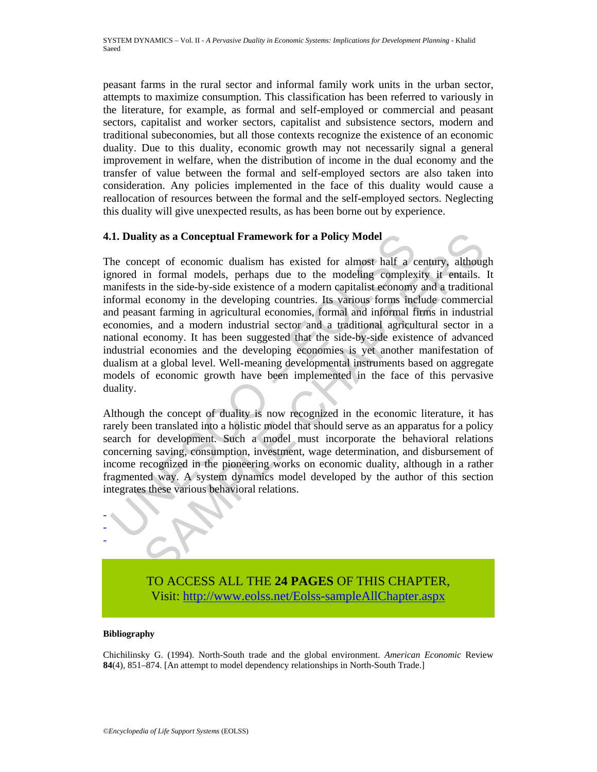peasant farms in the rural sector and informal family work units in the urban sector, attempts to maximize consumption. This classification has been referred to variously in the literature, for example, as formal and self-employed or commercial and peasant sectors, capitalist and worker sectors, capitalist and subsistence sectors, modern and traditional subeconomies, but all those contexts recognize the existence of an economic duality. Due to this duality, economic growth may not necessarily signal a general improvement in welfare, when the distribution of income in the dual economy and the transfer of value between the formal and self-employed sectors are also taken into consideration. Any policies implemented in the face of this duality would cause a reallocation of resources between the formal and the self-employed sectors. Neglecting this duality will give unexpected results, as has been borne out by experience.

### 4.1. Duality as a Conceptual Framework for a Policy Model

The concept of economic dualism has existed for almost half a century, although ignored in formal models, perhaps due to the modeling complexity it entails. It manifests in the side-by-side existence of a modern capitalist economy and a traditional informal economy in the developing countries. Its various forms include commercial and peasant farming in agricultural economies, formal and informal firms in industrial economies, and a modern industrial sector and a traditional agricultural sector in a national economy. It has been suggested that the side-by-side existence of advanced industrial economies and the developing economies is yet another manifestation of dualism at a global level. Well-meaning developmental instruments based on aggregate models of economic growth have been implemented in the face of this pervasive duality.

Although the concept of duality is now recognized in the economic literature, it has rarely been translated into a holistic model that should serve as an apparatus for a policy search for development. Such a model must incorporate the behavioral relations concerning saving, consumption, investment, wage determination, and disbursement of income recognized in the pioneering works on economic duality, although in a rather fragmented way. A system dynamics model developed by the author of this section integrates these various behavioral relations.

-
-
-

TO ACCESS ALL THE **24 PAGES** OF THIS CHAPTER,
Visit: http://www.eolss.net/Eolss-sampleAllChapter.aspx

**Bibliography**

Chichilinsky G. (1994). North-South trade and the global environment. *American Economic* Review **84**(4), 851–874. [An attempt to model dependency relationships in North-South Trade.]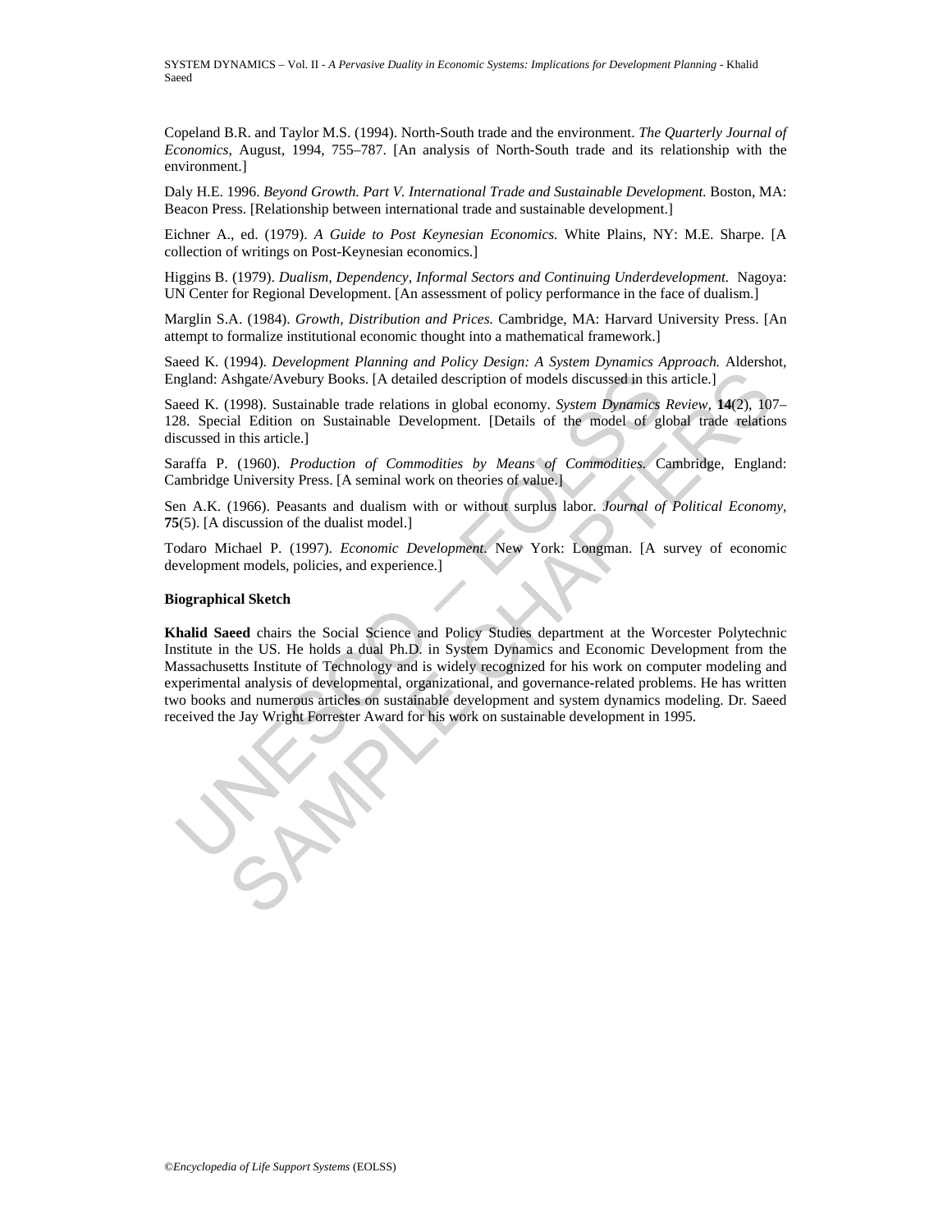Copeland B.R. and Taylor M.S. (1994). North-South trade and the environment. *The Quarterly Journal of Economics*, August, 1994, 755–787. [An analysis of North-South trade and its relationship with the environment.]

Daly H.E. 1996. *Beyond Growth. Part V. International Trade and Sustainable Development.* Boston, MA: Beacon Press. [Relationship between international trade and sustainable development.]

Eichner A., ed. (1979). *A Guide to Post Keynesian Economics.* White Plains, NY: M.E. Sharpe. [A collection of writings on Post-Keynesian economics.]

Higgins B. (1979). *Dualism, Dependency, Informal Sectors and Continuing Underdevelopment.* Nagoya: UN Center for Regional Development. [An assessment of policy performance in the face of dualism.]

Marglin S.A. (1984). *Growth, Distribution and Prices.* Cambridge, MA: Harvard University Press. [An attempt to formalize institutional economic thought into a mathematical framework.]

Saeed K. (1994). *Development Planning and Policy Design: A System Dynamics Approach.* Aldershot, England: Ashgate/Avebury Books. [A detailed description of models discussed in this article.]

Saeed K. (1998). Sustainable trade relations in global economy. *System Dynamics Review,* **14**(2), 107–128. Special Edition on Sustainable Development. [Details of the model of global trade relations discussed in this article.]

Saraffa P. (1960). *Production of Commodities by Means of Commodities.* Cambridge, England: Cambridge University Press. [A seminal work on theories of value.]

Sen A.K. (1966). Peasants and dualism with or without surplus labor. *Journal of Political Economy,* **75**(5). [A discussion of the dualist model.]

Todaro Michael P. (1997). *Economic Development*. New York: Longman. [A survey of economic development models, policies, and experience.]

**Biographical Sketch**

**Khalid Saeed** chairs the Social Science and Policy Studies department at the Worcester Polytechnic Institute in the US. He holds a dual Ph.D. in System Dynamics and Economic Development from the Massachusetts Institute of Technology and is widely recognized for his work on computer modeling and experimental analysis of developmental, organizational, and governance-related problems. He has written two books and numerous articles on sustainable development and system dynamics modeling. Dr. Saeed received the Jay Wright Forrester Award for his work on sustainable development in 1995.